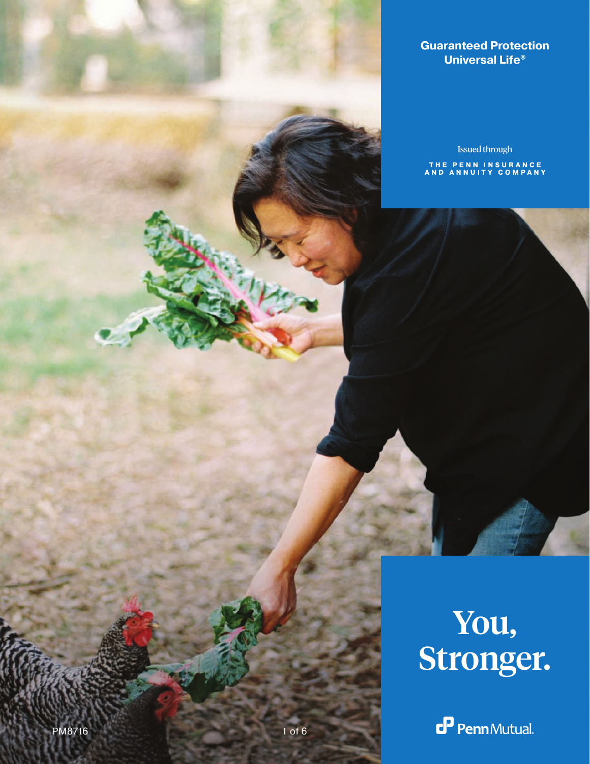**Guaranteed Protection Universal Life®**

Issued through

THE PENN INSURANCE AND ANNUITY COMPANY

# You, Stronger.

Penn Mutual.

PM8716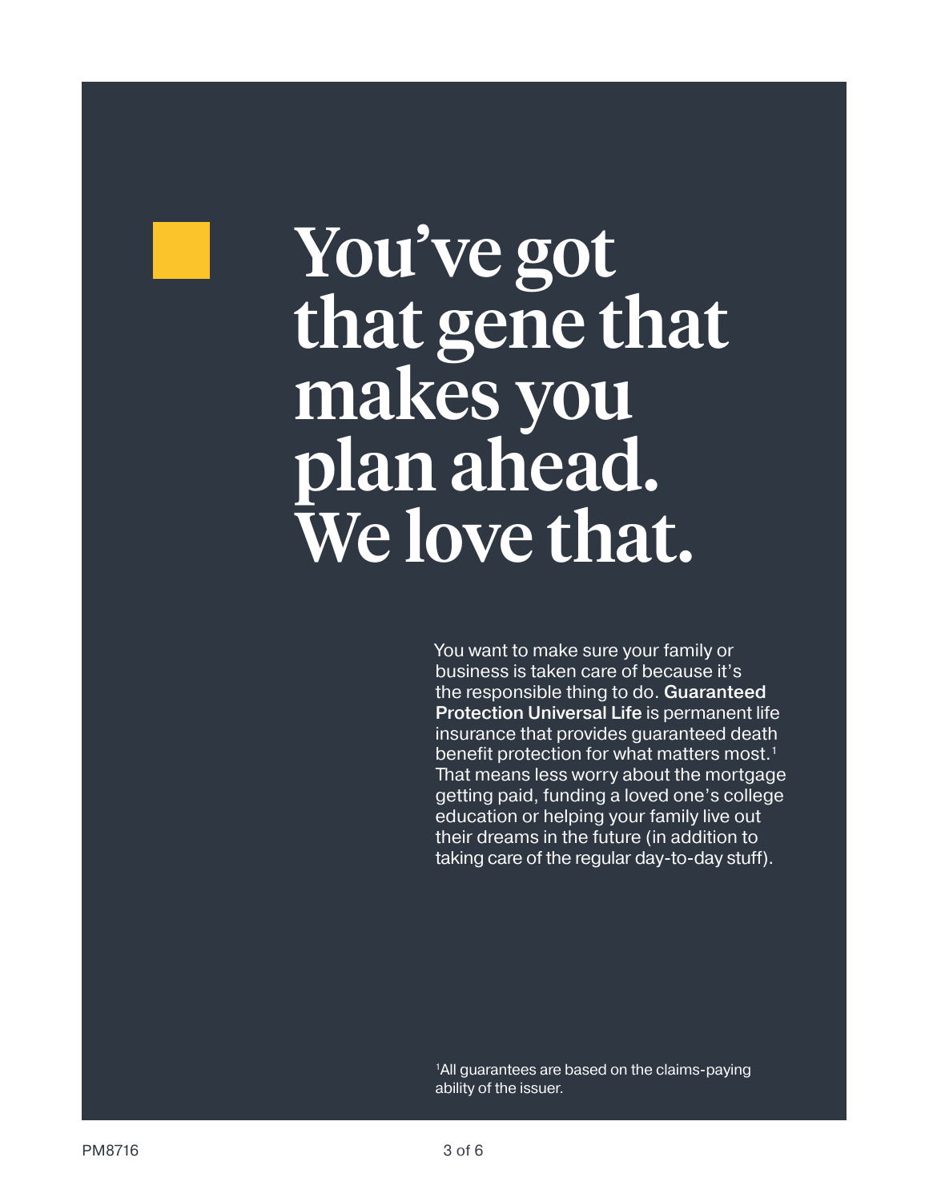# You've got that gene that makes you plan ahead. We love that.

You want to make sure your family or business is taken care of because it's the responsible thing to do. **Guaranteed Protection Universal Life** is permanent life insurance that provides guaranteed death benefit protection for what matters most.[1] That means less worry about the mortgage getting paid, funding a loved one's college education or helping your family live out their dreams in the future (in addition to taking care of the regular day-to-day stuff).

[1]All guarantees are based on the claims-paying ability of the issuer.

PM8716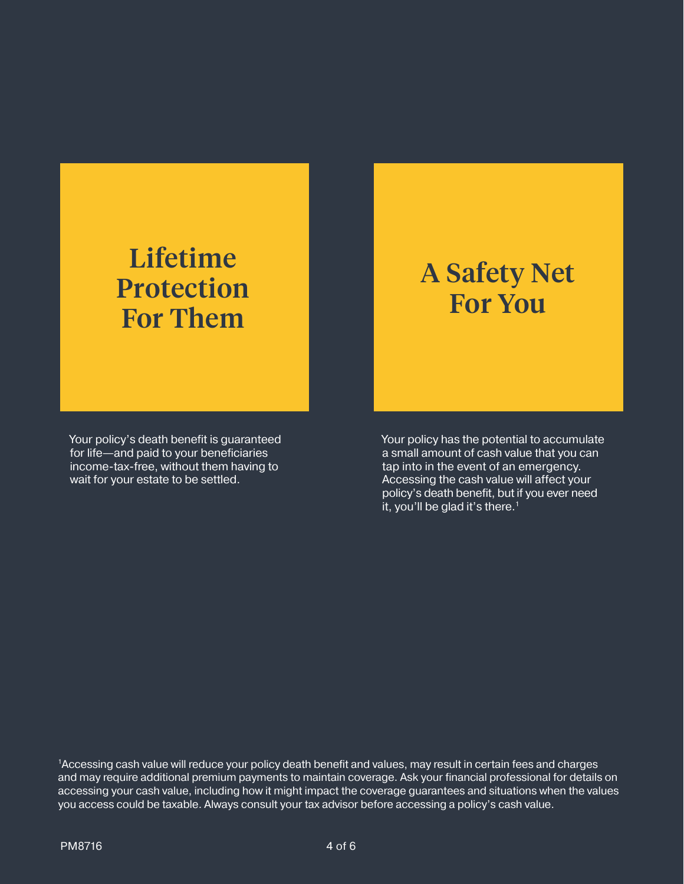## Lifetime Protection For Them

Your policy's death benefit is guaranteed for life—and paid to your beneficiaries income-tax-free, without them having to wait for your estate to be settled.

## A Safety Net For You

Your policy has the potential to accumulate a small amount of cash value that you can tap into in the event of an emergency. Accessing the cash value will affect your policy's death benefit, but if you ever need it, you'll be glad it's there.[1]

[1]Accessing cash value will reduce your policy death benefit and values, may result in certain fees and charges and may require additional premium payments to maintain coverage. Ask your financial professional for details on accessing your cash value, including how it might impact the coverage guarantees and situations when the values you access could be taxable. Always consult your tax advisor before accessing a policy's cash value.

PM8716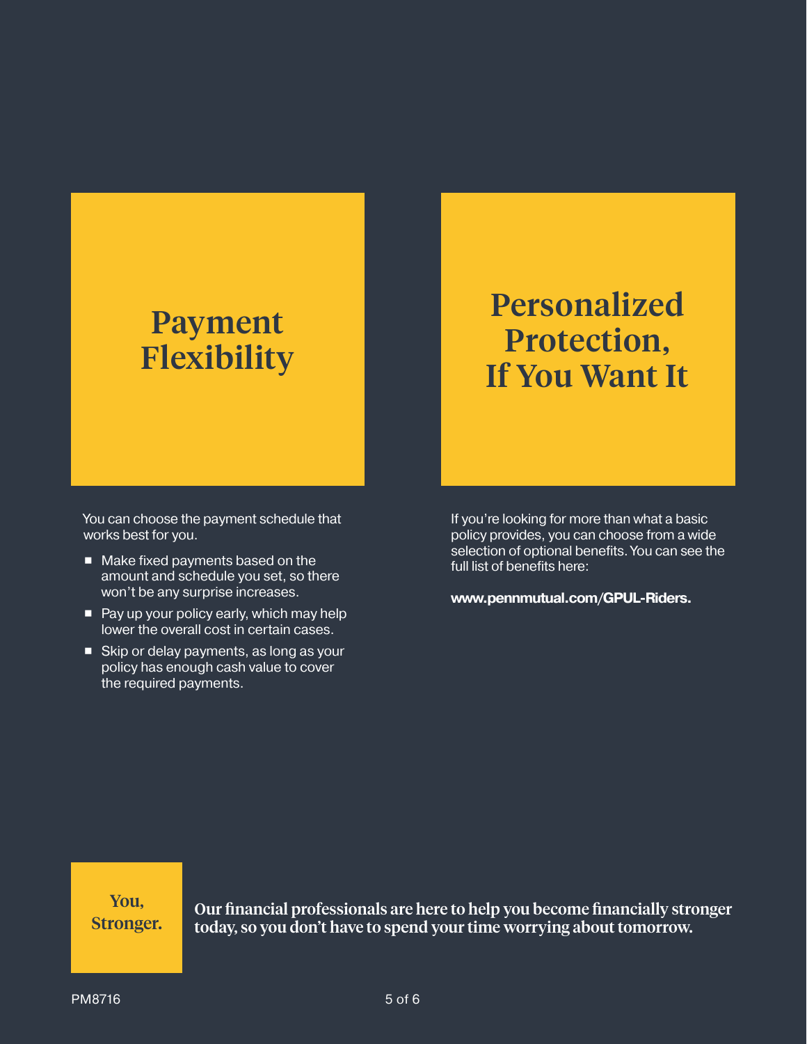## Payment Flexibility

You can choose the payment schedule that works best for you.

- Make fixed payments based on the amount and schedule you set, so there won't be any surprise increases.
- Pay up your policy early, which may help lower the overall cost in certain cases.
- Skip or delay payments, as long as your policy has enough cash value to cover the required payments.

## Personalized Protection, If You Want It

If you're looking for more than what a basic policy provides, you can choose from a wide selection of optional benefits. You can see the full list of benefits here:

**www.pennmutual.com/GPUL-Riders.**

**You, Stronger.**

**Our financial professionals are here to help you become financially stronger today, so you don't have to spend your time worrying about tomorrow.**

PM8716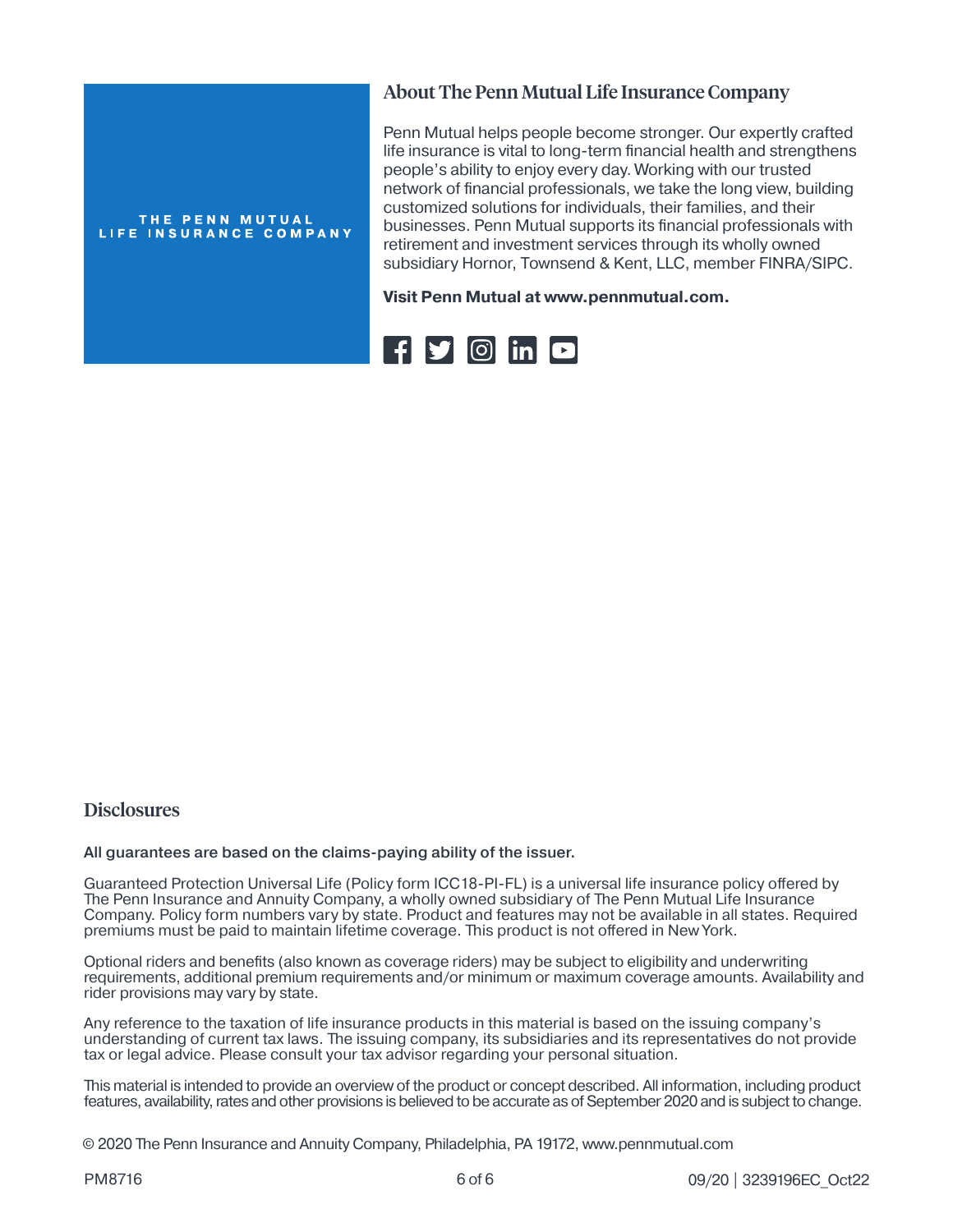THE PENN MUTUAL
LIFE INSURANCE COMPANY

## About The Penn Mutual Life Insurance Company

Penn Mutual helps people become stronger. Our expertly crafted life insurance is vital to long-term financial health and strengthens people's ability to enjoy every day. Working with our trusted network of financial professionals, we take the long view, building customized solutions for individuals, their families, and their businesses. Penn Mutual supports its financial professionals with retirement and investment services through its wholly owned subsidiary Hornor, Townsend & Kent, LLC, member FINRA/SIPC.

**Visit Penn Mutual at www.pennmutual.com.**

## Disclosures

All guarantees are based on the claims-paying ability of the issuer.

Guaranteed Protection Universal Life (Policy form ICC18-PI-FL) is a universal life insurance policy offered by The Penn Insurance and Annuity Company, a wholly owned subsidiary of The Penn Mutual Life Insurance Company. Policy form numbers vary by state. Product and features may not be available in all states. Required premiums must be paid to maintain lifetime coverage. This product is not offered in New York.

Optional riders and benefits (also known as coverage riders) may be subject to eligibility and underwriting requirements, additional premium requirements and/or minimum or maximum coverage amounts. Availability and rider provisions may vary by state.

Any reference to the taxation of life insurance products in this material is based on the issuing company's understanding of current tax laws. The issuing company, its subsidiaries and its representatives do not provide tax or legal advice. Please consult your tax advisor regarding your personal situation.

This material is intended to provide an overview of the product or concept described. All information, including product features, availability, rates and other provisions is believed to be accurate as of September 2020 and is subject to change.

© 2020 The Penn Insurance and Annuity Company, Philadelphia, PA 19172, www.pennmutual.com

PM8716 09/20 | 3239196EC_Oct22